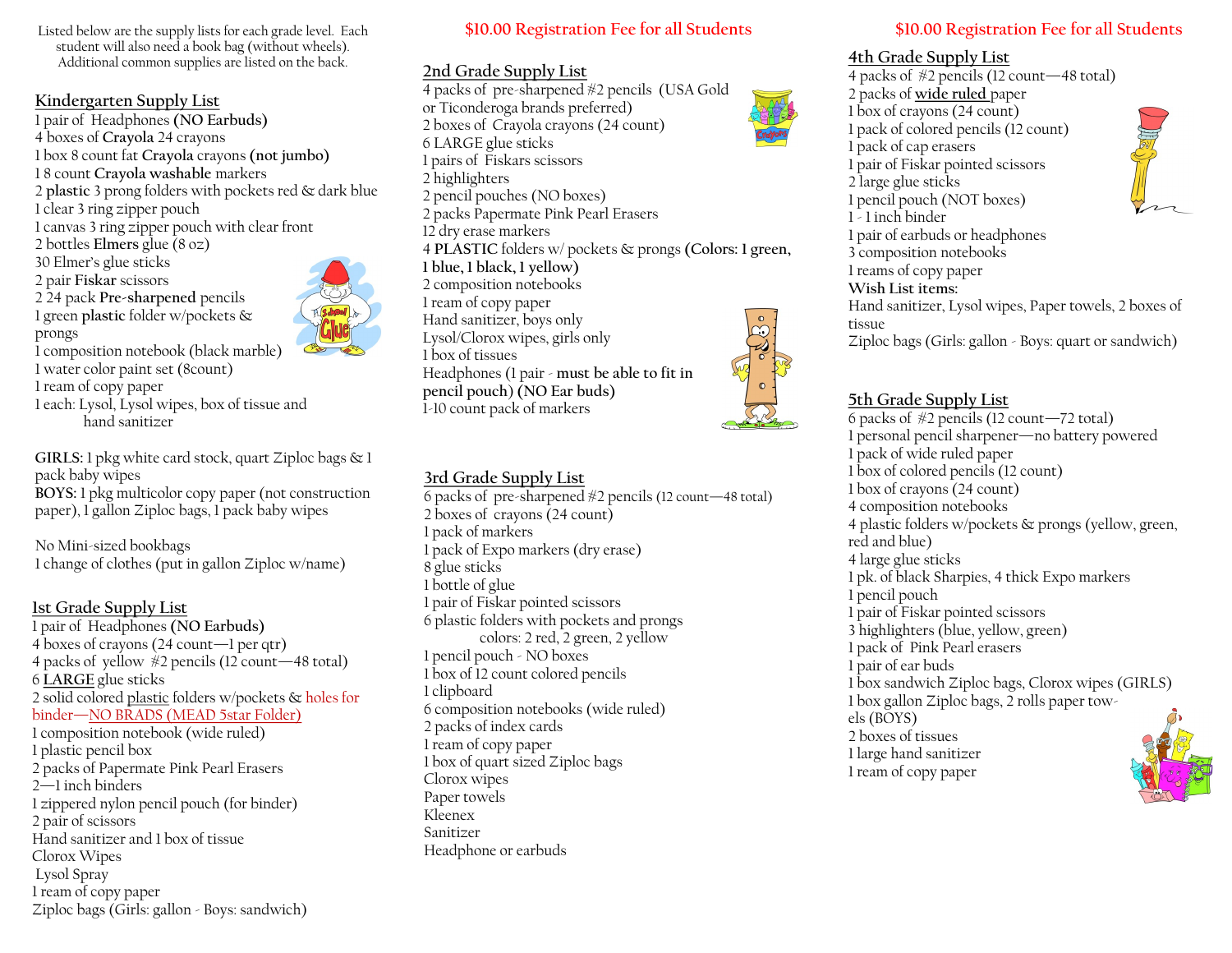Listed below are the supply lists for each grade level. Each student will also need a book bag (without wheels). Additional common supplies are listed on the back.

## Kindergarten Supply List

1 pair of Headphones **(NO Earbuds)**
4 boxes of **Crayola** 24 crayons
1 box 8 count fat **Crayola** crayons **(not jumbo)**
1 8 count **Crayola washable** markers
2 **plastic** 3 prong folders with pockets red & dark blue
1 clear 3 ring zipper pouch
1 canvas 3 ring zipper pouch with clear front
2 bottles **Elmers** glue (8 oz)
30 Elmer's glue sticks
2 pair **Fiskar** scissors
2 24 pack **Pre-sharpened** pencils
1 green **plastic** folder w/pockets & prongs
1 composition notebook (black marble)
1 water color paint set (8count)
1 ream of copy paper
1 each: Lysol, Lysol wipes, box of tissue and hand sanitizer

**GIRLS:** 1 pkg white card stock, quart Ziploc bags & 1 pack baby wipes
**BOYS:** 1 pkg multicolor copy paper (not construction paper), 1 gallon Ziploc bags, 1 pack baby wipes

No Mini-sized bookbags
1 change of clothes (put in gallon Ziploc w/name)

## 1st Grade Supply List

1 pair of Headphones **(NO Earbuds)**
4 boxes of crayons (24 count—1 per qtr)
4 packs of yellow #2 pencils (12 count—48 total)
6 LARGE glue sticks
2 solid colored plastic folders w/pockets & holes for binder—NO BRADS (MEAD 5star Folder)
1 composition notebook (wide ruled)
1 plastic pencil box
2 packs of Papermate Pink Pearl Erasers
2—1 inch binders
1 zippered nylon pencil pouch (for binder)
2 pair of scissors
Hand sanitizer and 1 box of tissue
Clorox Wipes
Lysol Spray
1 ream of copy paper
Ziploc bags (Girls: gallon - Boys: sandwich)

$10.00 Registration Fee for all Students

## 2nd Grade Supply List

4 packs of pre-sharpened #2 pencils (USA Gold or Ticonderoga brands preferred)
2 boxes of Crayola crayons (24 count)
6 LARGE glue sticks
1 pairs of Fiskars scissors
2 highlighters
2 pencil pouches (NO boxes)
2 packs Papermate Pink Pearl Erasers
12 dry erase markers
4 **PLASTIC** folders w/ pockets & prongs **(Colors: 1 green, 1 blue, 1 black, 1 yellow)**
2 composition notebooks
1 ream of copy paper
Hand sanitizer, boys only
Lysol/Clorox wipes, girls only
1 box of tissues
Headphones (1 pair - **must be able to fit in pencil pouch) (NO Ear buds)**
1-10 count pack of markers

## 3rd Grade Supply List

6 packs of pre-sharpened #2 pencils (12 count—48 total)
2 boxes of crayons (24 count)
1 pack of markers
1 pack of Expo markers (dry erase)
8 glue sticks
1 bottle of glue
1 pair of Fiskar pointed scissors
6 plastic folders with pockets and prongs
colors: 2 red, 2 green, 2 yellow
1 pencil pouch - NO boxes
1 box of 12 count colored pencils
1 clipboard
6 composition notebooks (wide ruled)
2 packs of index cards
1 ream of copy paper
1 box of quart sized Ziploc bags
Clorox wipes
Paper towels
Kleenex
Sanitizer
Headphone or earbuds

$10.00 Registration Fee for all Students

## 4th Grade Supply List

4 packs of #2 pencils (12 count—48 total)
2 packs of **wide ruled** paper
1 box of crayons (24 count)
1 pack of colored pencils (12 count)
1 pack of cap erasers
1 pair of Fiskar pointed scissors
2 large glue sticks
1 pencil pouch (NOT boxes)
1 - 1 inch binder
1 pair of earbuds or headphones
3 composition notebooks
1 reams of copy paper
**Wish List items:**
Hand sanitizer, Lysol wipes, Paper towels, 2 boxes of tissue
Ziploc bags (Girls: gallon - Boys: quart or sandwich)

## 5th Grade Supply List

6 packs of #2 pencils (12 count—72 total)
1 personal pencil sharpener—no battery powered
1 pack of wide ruled paper
1 box of colored pencils (12 count)
1 box of crayons (24 count)
4 composition notebooks
4 plastic folders w/pockets & prongs (yellow, green, red and blue)
4 large glue sticks
1 pk. of black Sharpies, 4 thick Expo markers
1 pencil pouch
1 pair of Fiskar pointed scissors
3 highlighters (blue, yellow, green)
1 pack of Pink Pearl erasers
1 pair of ear buds
1 box sandwich Ziploc bags, Clorox wipes (GIRLS)
1 box gallon Ziploc bags, 2 rolls paper towels (BOYS)
2 boxes of tissues
1 large hand sanitizer
1 ream of copy paper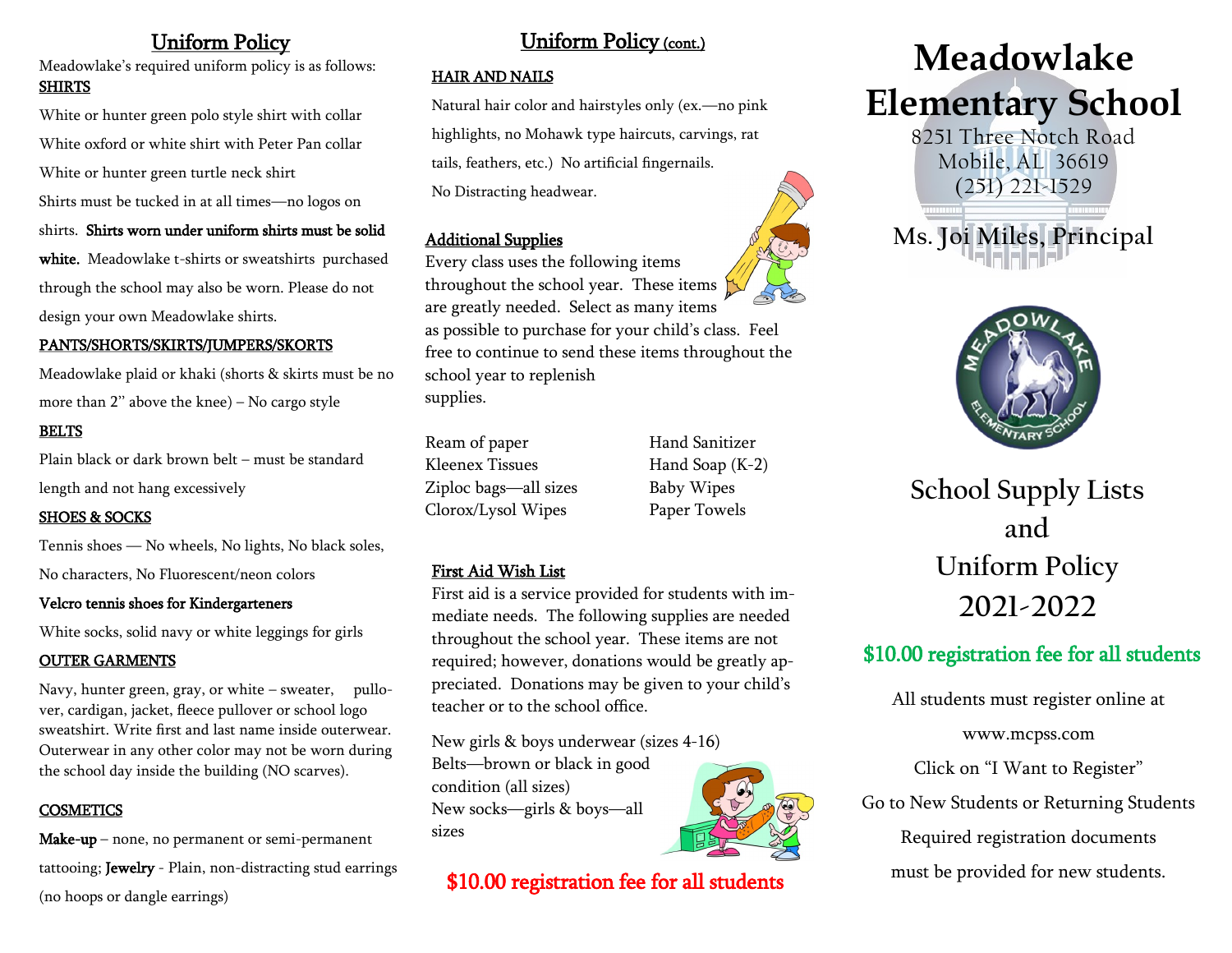## Uniform Policy

Meadowlake's required uniform policy is as follows:

**SHIRTS**

White or hunter green polo style shirt with collar

White oxford or white shirt with Peter Pan collar

White or hunter green turtle neck shirt

Shirts must be tucked in at all times—no logos on shirts. **Shirts worn under uniform shirts must be solid white.** Meadowlake t-shirts or sweatshirts purchased through the school may also be worn. Please do not design your own Meadowlake shirts.

**PANTS/SHORTS/SKIRTS/JUMPERS/SKORTS**

Meadowlake plaid or khaki (shorts & skirts must be no more than 2" above the knee) – No cargo style

**BELTS**

Plain black or dark brown belt – must be standard length and not hang excessively

**SHOES & SOCKS**

Tennis shoes — No wheels, No lights, No black soles, No characters, No Fluorescent/neon colors

**Velcro tennis shoes for Kindergarteners**

White socks, solid navy or white leggings for girls

**OUTER GARMENTS**

Navy, hunter green, gray, or white – sweater, pullover, cardigan, jacket, fleece pullover or school logo sweatshirt. Write first and last name inside outerwear. Outerwear in any other color may not be worn during the school day inside the building (NO scarves).

**COSMETICS**

**Make-up** – none, no permanent or semi-permanent tattooing; **Jewelry** - Plain, non-distracting stud earrings (no hoops or dangle earrings)

## Uniform Policy (cont.)

**HAIR AND NAILS**

Natural hair color and hairstyles only (ex.—no pink highlights, no Mohawk type haircuts, carvings, rat tails, feathers, etc.) No artificial fingernails.

No Distracting headwear.

**Additional Supplies**

Every class uses the following items throughout the school year. These items are greatly needed. Select as many items as possible to purchase for your child's class. Feel free to continue to send these items throughout the school year to replenish supplies.

- Ream of paper
- Kleenex Tissues
- Ziploc bags—all sizes
- Clorox/Lysol Wipes
- Hand Sanitizer
- Hand Soap (K-2)
- Baby Wipes
- Paper Towels

**First Aid Wish List**

First aid is a service provided for students with immediate needs. The following supplies are needed throughout the school year. These items are not required; however, donations would be greatly appreciated. Donations may be given to your child's teacher or to the school office.

- New girls & boys underwear (sizes 4-16)
- Belts—brown or black in good condition (all sizes)
- New socks—girls & boys—all sizes

**$10.00 registration fee for all students**

# Meadowlake Elementary School

8251 Three Notch Road
Mobile, AL 36619
(251) 221-1529

Ms. Joi Miles, Principal

## School Supply Lists and Uniform Policy 2021-2022

**$10.00 registration fee for all students**

All students must register online at www.mcpss.com

Click on "I Want to Register"

Go to New Students or Returning Students

Required registration documents must be provided for new students.